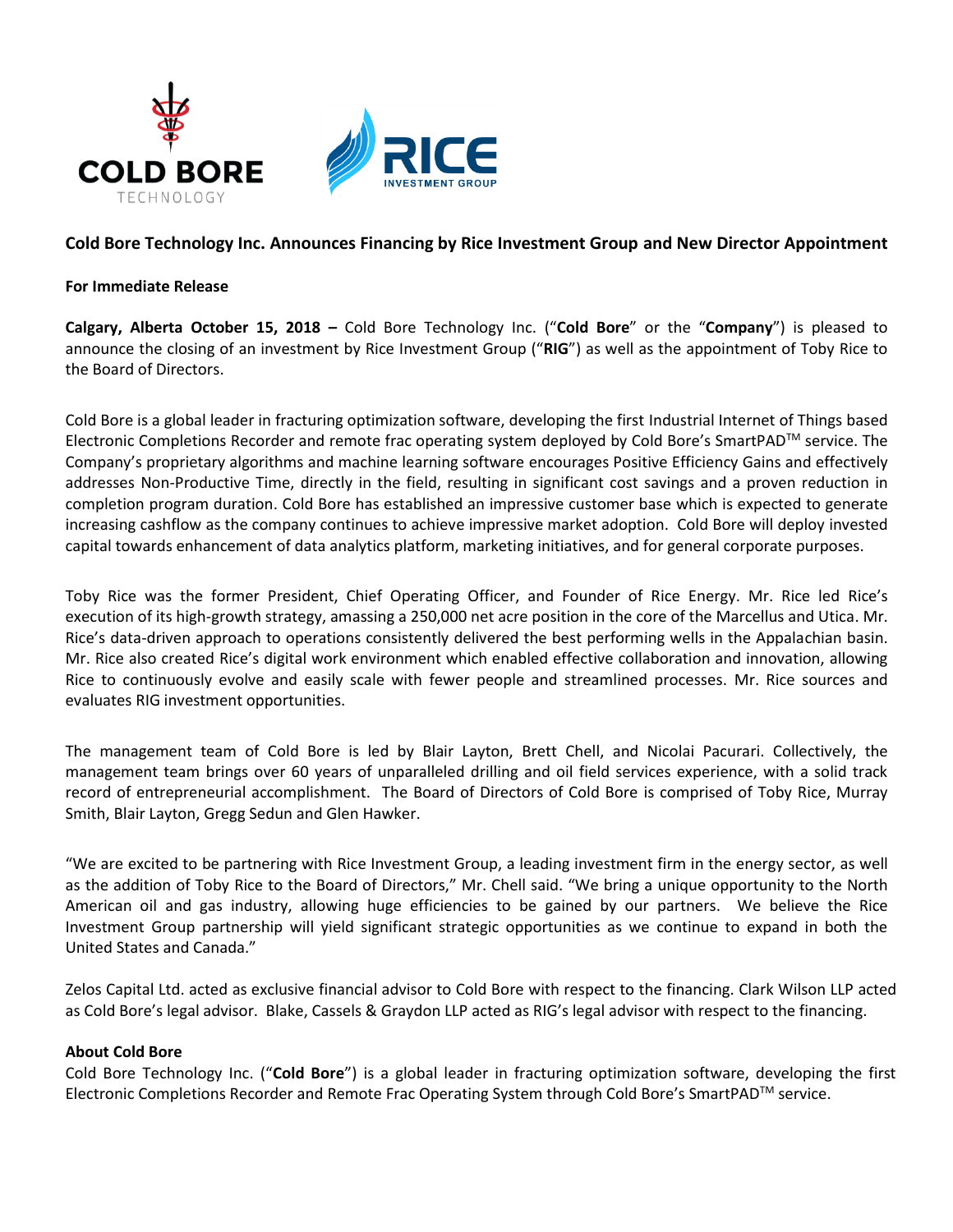# Cold Bore Technology Inc. Announces Financing by Rice Investment Group and New Director Appointment

**For Immediate Release**

**Calgary, Alberta October 15, 2018 –** Cold Bore Technology Inc. ("**Cold Bore**" or the "**Company**") is pleased to announce the closing of an investment by Rice Investment Group ("**RIG**") as well as the appointment of Toby Rice to the Board of Directors.

Cold Bore is a global leader in fracturing optimization software, developing the first Industrial Internet of Things based Electronic Completions Recorder and remote frac operating system deployed by Cold Bore's SmartPAD™ service. The Company's proprietary algorithms and machine learning software encourages Positive Efficiency Gains and effectively addresses Non-Productive Time, directly in the field, resulting in significant cost savings and a proven reduction in completion program duration. Cold Bore has established an impressive customer base which is expected to generate increasing cashflow as the company continues to achieve impressive market adoption. Cold Bore will deploy invested capital towards enhancement of data analytics platform, marketing initiatives, and for general corporate purposes.

Toby Rice was the former President, Chief Operating Officer, and Founder of Rice Energy. Mr. Rice led Rice's execution of its high-growth strategy, amassing a 250,000 net acre position in the core of the Marcellus and Utica. Mr. Rice's data-driven approach to operations consistently delivered the best performing wells in the Appalachian basin. Mr. Rice also created Rice's digital work environment which enabled effective collaboration and innovation, allowing Rice to continuously evolve and easily scale with fewer people and streamlined processes. Mr. Rice sources and evaluates RIG investment opportunities.

The management team of Cold Bore is led by Blair Layton, Brett Chell, and Nicolai Pacurari. Collectively, the management team brings over 60 years of unparalleled drilling and oil field services experience, with a solid track record of entrepreneurial accomplishment. The Board of Directors of Cold Bore is comprised of Toby Rice, Murray Smith, Blair Layton, Gregg Sedun and Glen Hawker.

"We are excited to be partnering with Rice Investment Group, a leading investment firm in the energy sector, as well as the addition of Toby Rice to the Board of Directors," Mr. Chell said. "We bring a unique opportunity to the North American oil and gas industry, allowing huge efficiencies to be gained by our partners. We believe the Rice Investment Group partnership will yield significant strategic opportunities as we continue to expand in both the United States and Canada."

Zelos Capital Ltd. acted as exclusive financial advisor to Cold Bore with respect to the financing. Clark Wilson LLP acted as Cold Bore's legal advisor. Blake, Cassels & Graydon LLP acted as RIG's legal advisor with respect to the financing.

**About Cold Bore**

Cold Bore Technology Inc. ("**Cold Bore**") is a global leader in fracturing optimization software, developing the first Electronic Completions Recorder and Remote Frac Operating System through Cold Bore's SmartPAD™ service.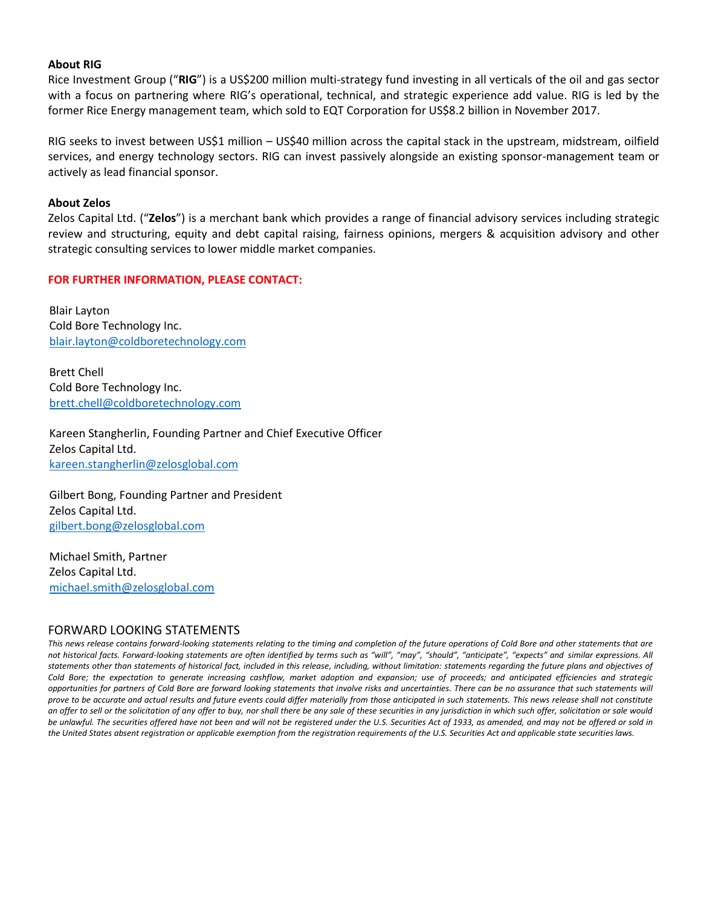**About RIG**

Rice Investment Group ("**RIG**") is a US$200 million multi-strategy fund investing in all verticals of the oil and gas sector with a focus on partnering where RIG's operational, technical, and strategic experience add value. RIG is led by the former Rice Energy management team, which sold to EQT Corporation for US$8.2 billion in November 2017.

RIG seeks to invest between US$1 million – US$40 million across the capital stack in the upstream, midstream, oilfield services, and energy technology sectors. RIG can invest passively alongside an existing sponsor-management team or actively as lead financial sponsor.

**About Zelos**

Zelos Capital Ltd. ("**Zelos**") is a merchant bank which provides a range of financial advisory services including strategic review and structuring, equity and debt capital raising, fairness opinions, mergers & acquisition advisory and other strategic consulting services to lower middle market companies.

**FOR FURTHER INFORMATION, PLEASE CONTACT:**

Blair Layton
Cold Bore Technology Inc.
blair.layton@coldboretechnology.com

Brett Chell
Cold Bore Technology Inc.
brett.chell@coldboretechnology.com

Kareen Stangherlin, Founding Partner and Chief Executive Officer
Zelos Capital Ltd.
kareen.stangherlin@zelosglobal.com

Gilbert Bong, Founding Partner and President
Zelos Capital Ltd.
gilbert.bong@zelosglobal.com

Michael Smith, Partner
Zelos Capital Ltd.
michael.smith@zelosglobal.com

## FORWARD LOOKING STATEMENTS

*This news release contains forward-looking statements relating to the timing and completion of the future operations of Cold Bore and other statements that are not historical facts. Forward-looking statements are often identified by terms such as "will", "may", "should", "anticipate", "expects" and similar expressions. All statements other than statements of historical fact, included in this release, including, without limitation: statements regarding the future plans and objectives of Cold Bore; the expectation to generate increasing cashflow, market adoption and expansion; use of proceeds; and anticipated efficiencies and strategic opportunities for partners of Cold Bore are forward looking statements that involve risks and uncertainties. There can be no assurance that such statements will prove to be accurate and actual results and future events could differ materially from those anticipated in such statements. This news release shall not constitute an offer to sell or the solicitation of any offer to buy, nor shall there be any sale of these securities in any jurisdiction in which such offer, solicitation or sale would be unlawful. The securities offered have not been and will not be registered under the U.S. Securities Act of 1933, as amended, and may not be offered or sold in the United States absent registration or applicable exemption from the registration requirements of the U.S. Securities Act and applicable state securities laws.*